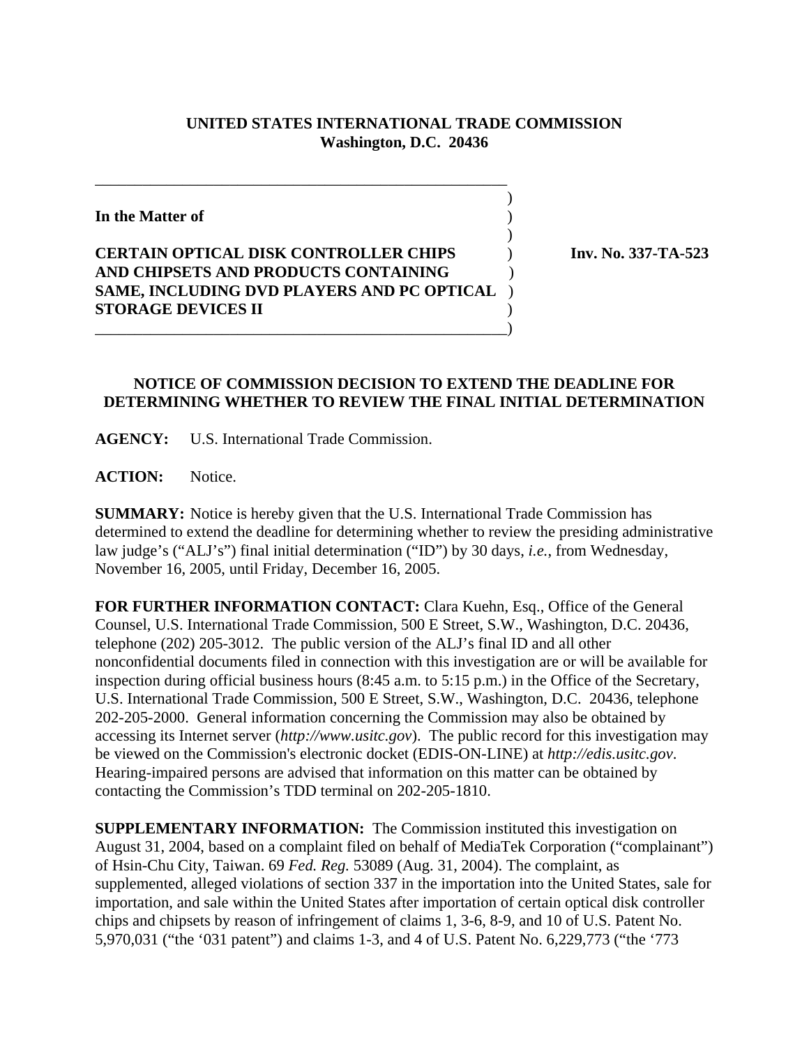**UNITED STATES INTERNATIONAL TRADE COMMISSION**
**Washington, D.C. 20436**

**In the Matter of**

**CERTAIN OPTICAL DISK CONTROLLER CHIPS AND CHIPSETS AND PRODUCTS CONTAINING SAME, INCLUDING DVD PLAYERS AND PC OPTICAL STORAGE DEVICES II**

**Inv. No. 337-TA-523**

## NOTICE OF COMMISSION DECISION TO EXTEND THE DEADLINE FOR DETERMINING WHETHER TO REVIEW THE FINAL INITIAL DETERMINATION

**AGENCY:** U.S. International Trade Commission.

**ACTION:** Notice.

**SUMMARY:** Notice is hereby given that the U.S. International Trade Commission has determined to extend the deadline for determining whether to review the presiding administrative law judge's ("ALJ's") final initial determination ("ID") by 30 days, *i.e.*, from Wednesday, November 16, 2005, until Friday, December 16, 2005.

**FOR FURTHER INFORMATION CONTACT:** Clara Kuehn, Esq., Office of the General Counsel, U.S. International Trade Commission, 500 E Street, S.W., Washington, D.C. 20436, telephone (202) 205-3012. The public version of the ALJ's final ID and all other nonconfidential documents filed in connection with this investigation are or will be available for inspection during official business hours (8:45 a.m. to 5:15 p.m.) in the Office of the Secretary, U.S. International Trade Commission, 500 E Street, S.W., Washington, D.C. 20436, telephone 202-205-2000. General information concerning the Commission may also be obtained by accessing its Internet server (*http://www.usitc.gov*). The public record for this investigation may be viewed on the Commission's electronic docket (EDIS-ON-LINE) at *http://edis.usitc.gov*. Hearing-impaired persons are advised that information on this matter can be obtained by contacting the Commission's TDD terminal on 202-205-1810.

**SUPPLEMENTARY INFORMATION:** The Commission instituted this investigation on August 31, 2004, based on a complaint filed on behalf of MediaTek Corporation ("complainant") of Hsin-Chu City, Taiwan. 69 *Fed. Reg.* 53089 (Aug. 31, 2004). The complaint, as supplemented, alleged violations of section 337 in the importation into the United States, sale for importation, and sale within the United States after importation of certain optical disk controller chips and chipsets by reason of infringement of claims 1, 3-6, 8-9, and 10 of U.S. Patent No. 5,970,031 ("the '031 patent") and claims 1-3, and 4 of U.S. Patent No. 6,229,773 ("the '773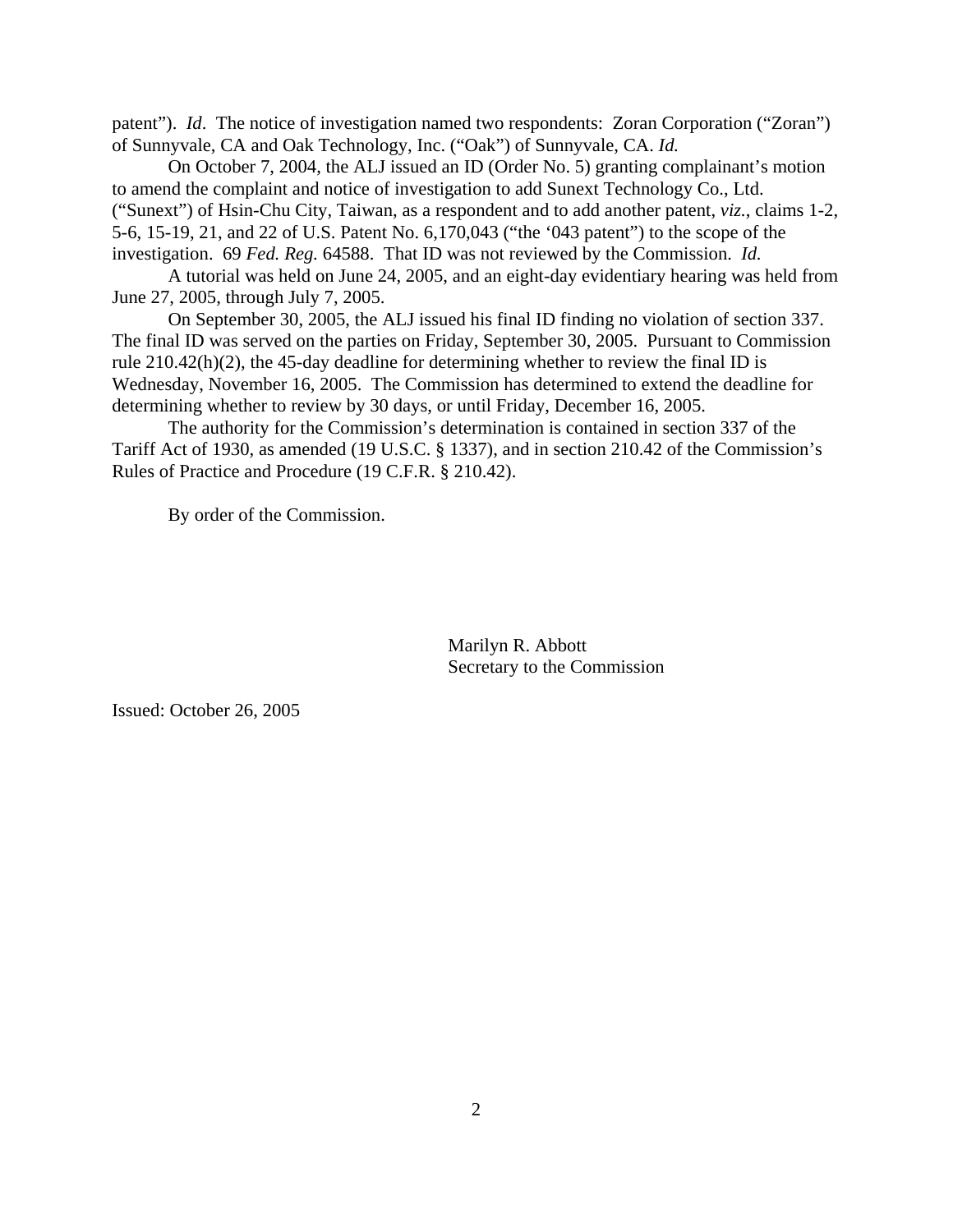patent"). *Id*. The notice of investigation named two respondents: Zoran Corporation ("Zoran") of Sunnyvale, CA and Oak Technology, Inc. ("Oak") of Sunnyvale, CA. *Id.*

On October 7, 2004, the ALJ issued an ID (Order No. 5) granting complainant's motion to amend the complaint and notice of investigation to add Sunext Technology Co., Ltd. ("Sunext") of Hsin-Chu City, Taiwan, as a respondent and to add another patent, *viz.*, claims 1-2, 5-6, 15-19, 21, and 22 of U.S. Patent No. 6,170,043 ("the '043 patent") to the scope of the investigation. 69 *Fed. Reg.* 64588. That ID was not reviewed by the Commission. *Id.*

A tutorial was held on June 24, 2005, and an eight-day evidentiary hearing was held from June 27, 2005, through July 7, 2005.

On September 30, 2005, the ALJ issued his final ID finding no violation of section 337. The final ID was served on the parties on Friday, September 30, 2005. Pursuant to Commission rule 210.42(h)(2), the 45-day deadline for determining whether to review the final ID is Wednesday, November 16, 2005. The Commission has determined to extend the deadline for determining whether to review by 30 days, or until Friday, December 16, 2005.

The authority for the Commission's determination is contained in section 337 of the Tariff Act of 1930, as amended (19 U.S.C. § 1337), and in section 210.42 of the Commission's Rules of Practice and Procedure (19 C.F.R. § 210.42).

By order of the Commission.

Marilyn R. Abbott
Secretary to the Commission

Issued: October 26, 2005